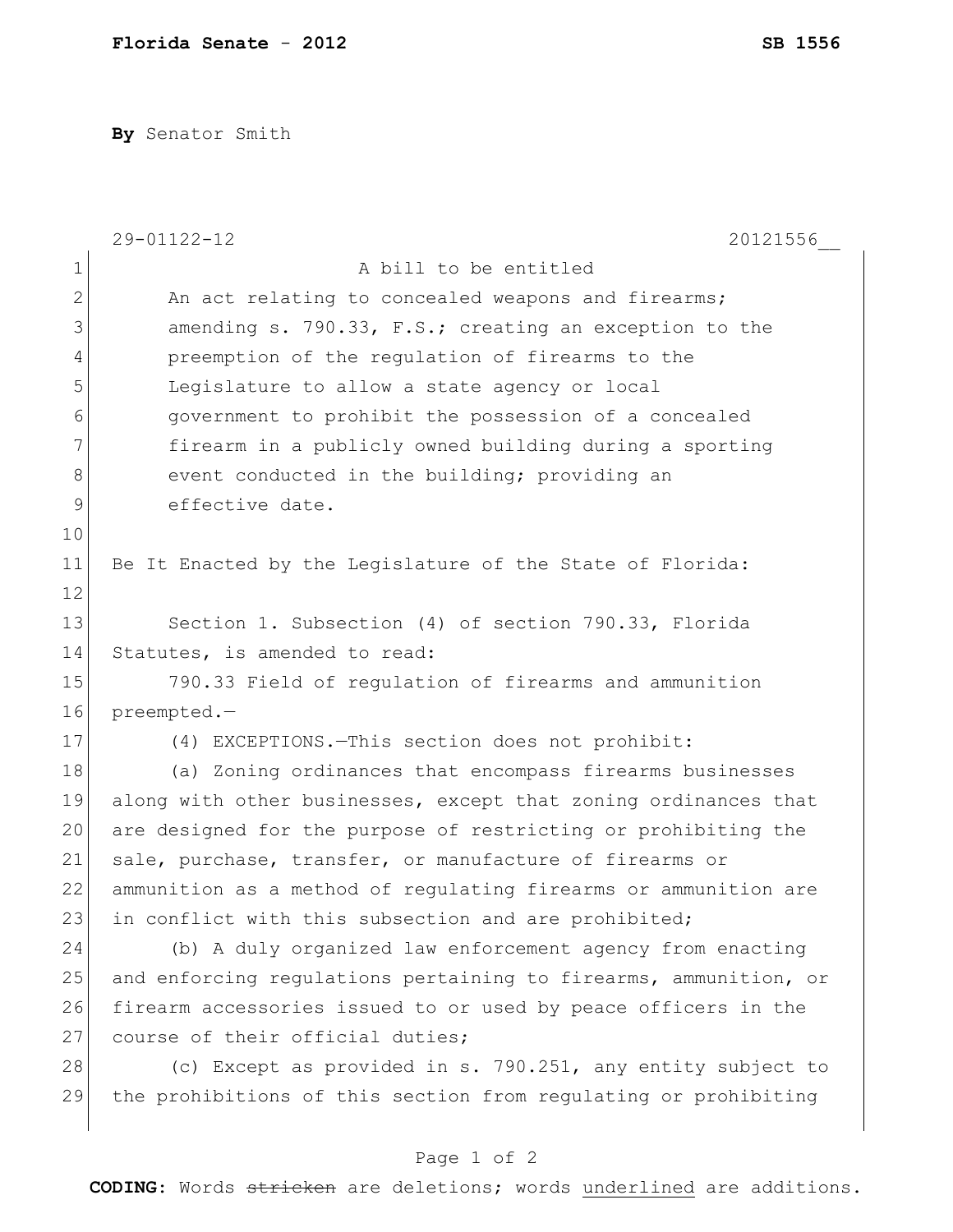**Florida Senate - 2012** **SB 1556**

**By** Senator Smith

29-01122-12 20121556__

A bill to be entitled

An act relating to concealed weapons and firearms; amending s. 790.33, F.S.; creating an exception to the preemption of the regulation of firearms to the Legislature to allow a state agency or local government to prohibit the possession of a concealed firearm in a publicly owned building during a sporting event conducted in the building; providing an effective date.

Be It Enacted by the Legislature of the State of Florida:

Section 1. Subsection (4) of section 790.33, Florida Statutes, is amended to read:

790.33 Field of regulation of firearms and ammunition preempted.—

(4) EXCEPTIONS.—This section does not prohibit:

(a) Zoning ordinances that encompass firearms businesses along with other businesses, except that zoning ordinances that are designed for the purpose of restricting or prohibiting the sale, purchase, transfer, or manufacture of firearms or ammunition as a method of regulating firearms or ammunition are in conflict with this subsection and are prohibited;

(b) A duly organized law enforcement agency from enacting and enforcing regulations pertaining to firearms, ammunition, or firearm accessories issued to or used by peace officers in the course of their official duties;

(c) Except as provided in s. 790.251, any entity subject to the prohibitions of this section from regulating or prohibiting

**CODING:** Words ~~stricken~~ are deletions; words <u>underlined</u> are additions.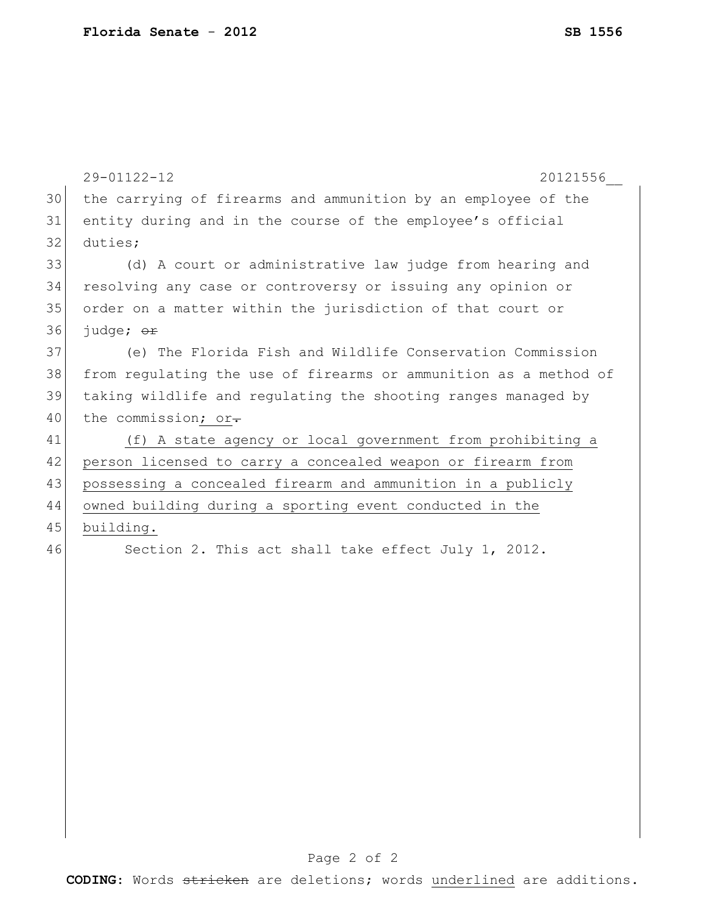the carrying of firearms and ammunition by an employee of the entity during and in the course of the employee's official duties;

(d) A court or administrative law judge from hearing and resolving any case or controversy or issuing any opinion or order on a matter within the jurisdiction of that court or judge; ~~or~~

(e) The Florida Fish and Wildlife Conservation Commission from regulating the use of firearms or ammunition as a method of taking wildlife and regulating the shooting ranges managed by the commission<u>; or</u>~~.~~

<u>(f) A state agency or local government from prohibiting a person licensed to carry a concealed weapon or firearm from possessing a concealed firearm and ammunition in a publicly owned building during a sporting event conducted in the building.</u>

Section 2. This act shall take effect July 1, 2012.